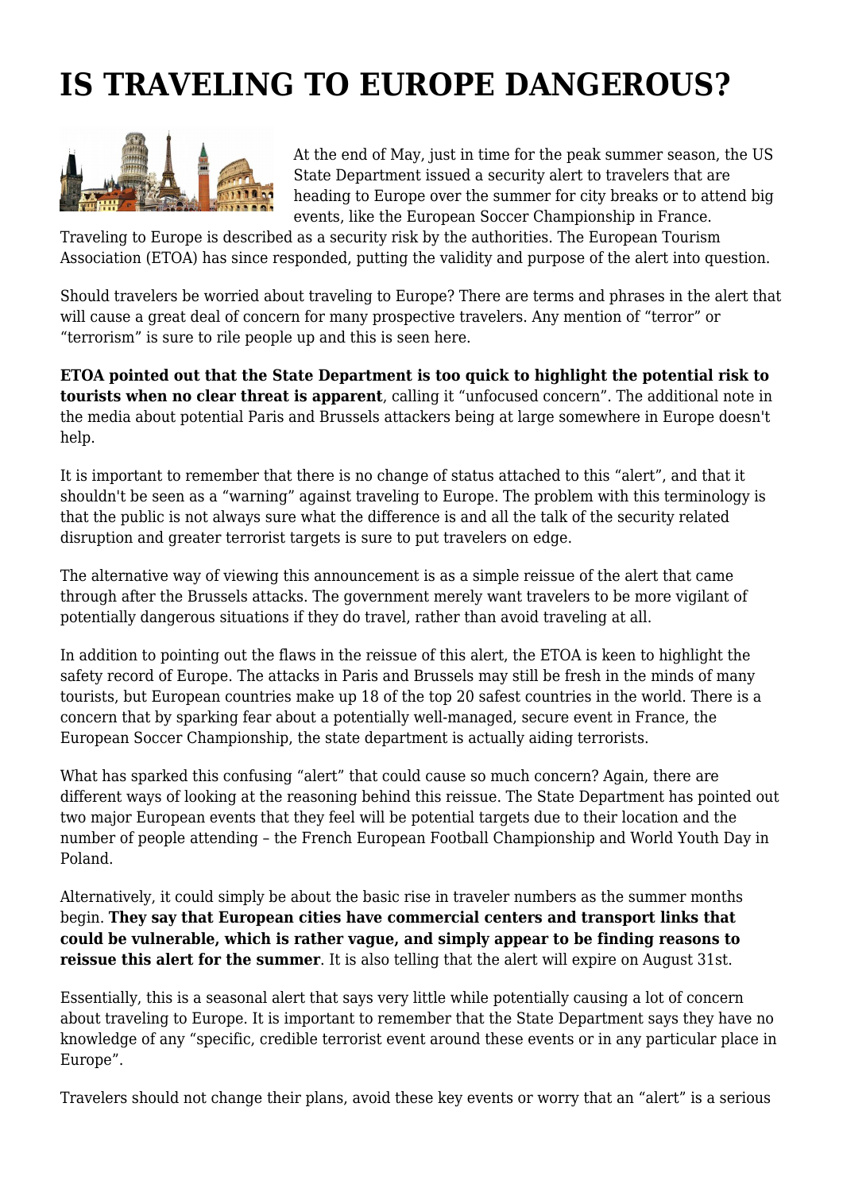# IS TRAVELING TO EUROPE DANGEROUS?

At the end of May, just in time for the peak summer season, the US State Department issued a security alert to travelers that are heading to Europe over the summer for city breaks or to attend big events, like the European Soccer Championship in France. Traveling to Europe is described as a security risk by the authorities. The European Tourism Association (ETOA) has since responded, putting the validity and purpose of the alert into question.

Should travelers be worried about traveling to Europe? There are terms and phrases in the alert that will cause a great deal of concern for many prospective travelers. Any mention of "terror" or "terrorism" is sure to rile people up and this is seen here.

**ETOA pointed out that the State Department is too quick to highlight the potential risk to tourists when no clear threat is apparent**, calling it "unfocused concern". The additional note in the media about potential Paris and Brussels attackers being at large somewhere in Europe doesn't help.

It is important to remember that there is no change of status attached to this "alert", and that it shouldn't be seen as a "warning" against traveling to Europe. The problem with this terminology is that the public is not always sure what the difference is and all the talk of the security related disruption and greater terrorist targets is sure to put travelers on edge.

The alternative way of viewing this announcement is as a simple reissue of the alert that came through after the Brussels attacks. The government merely want travelers to be more vigilant of potentially dangerous situations if they do travel, rather than avoid traveling at all.

In addition to pointing out the flaws in the reissue of this alert, the ETOA is keen to highlight the safety record of Europe. The attacks in Paris and Brussels may still be fresh in the minds of many tourists, but European countries make up 18 of the top 20 safest countries in the world. There is a concern that by sparking fear about a potentially well-managed, secure event in France, the European Soccer Championship, the state department is actually aiding terrorists.

What has sparked this confusing "alert" that could cause so much concern? Again, there are different ways of looking at the reasoning behind this reissue. The State Department has pointed out two major European events that they feel will be potential targets due to their location and the number of people attending – the French European Football Championship and World Youth Day in Poland.

Alternatively, it could simply be about the basic rise in traveler numbers as the summer months begin. **They say that European cities have commercial centers and transport links that could be vulnerable, which is rather vague, and simply appear to be finding reasons to reissue this alert for the summer**. It is also telling that the alert will expire on August 31st.

Essentially, this is a seasonal alert that says very little while potentially causing a lot of concern about traveling to Europe. It is important to remember that the State Department says they have no knowledge of any "specific, credible terrorist event around these events or in any particular place in Europe".

Travelers should not change their plans, avoid these key events or worry that an "alert" is a serious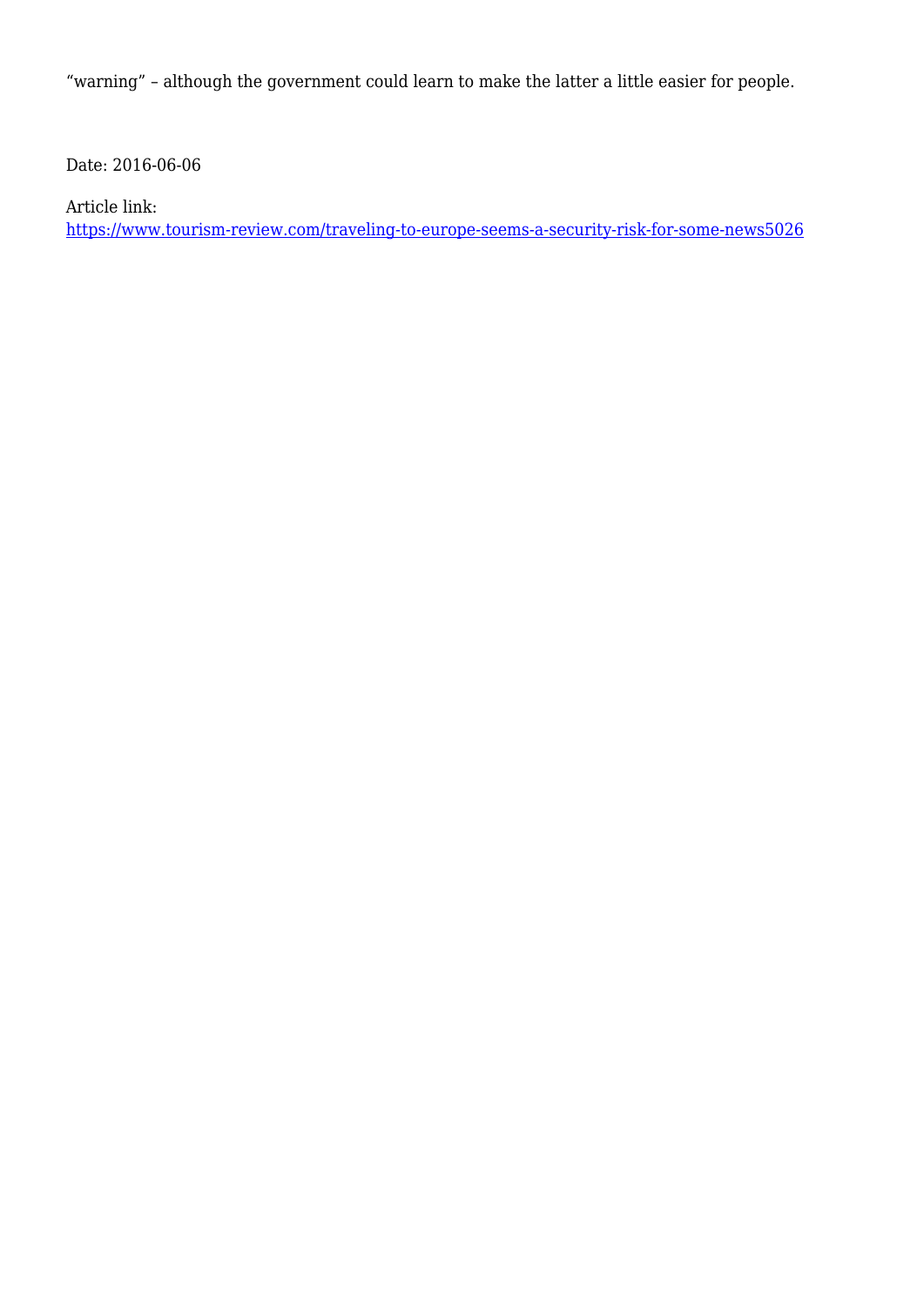"warning" – although the government could learn to make the latter a little easier for people.

Date: 2016-06-06

Article link:
https://www.tourism-review.com/traveling-to-europe-seems-a-security-risk-for-some-news5026